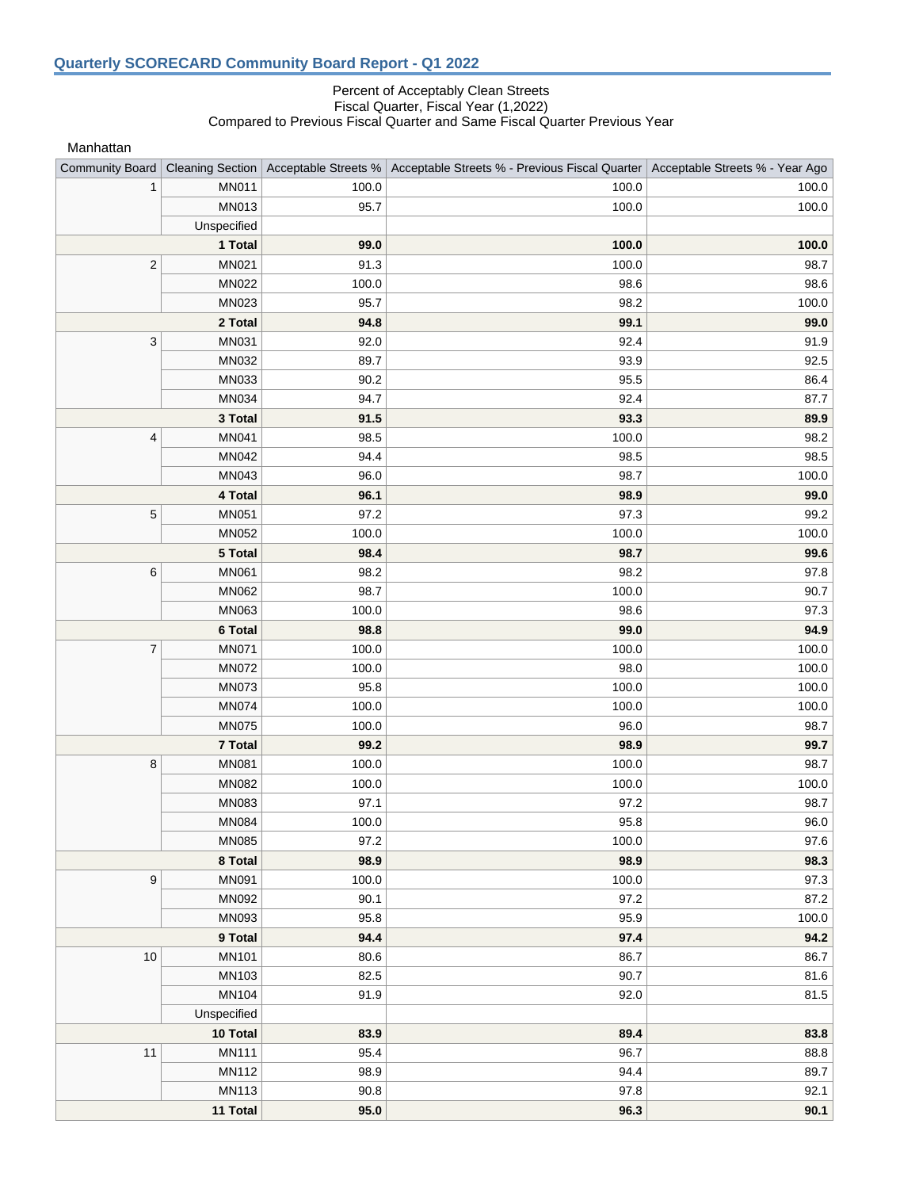## Quarterly SCORECARD Community Board Report - Q1 2022

Percent of Acceptably Clean Streets
Fiscal Quarter, Fiscal Year (1,2022)
Compared to Previous Fiscal Quarter and Same Fiscal Quarter Previous Year

Manhattan

| Community Board | Cleaning Section | Acceptable Streets % | Acceptable Streets % - Previous Fiscal Quarter | Acceptable Streets % - Year Ago |
|---|---|---|---|---|
| 1 | MN011 | 100.0 | 100.0 | 100.0 |
| | MN013 | 95.7 | 100.0 | 100.0 |
| | Unspecified | | | |
| | **1 Total** | **99.0** | **100.0** | **100.0** |
| 2 | MN021 | 91.3 | 100.0 | 98.7 |
| | MN022 | 100.0 | 98.6 | 98.6 |
| | MN023 | 95.7 | 98.2 | 100.0 |
| | **2 Total** | **94.8** | **99.1** | **99.0** |
| 3 | MN031 | 92.0 | 92.4 | 91.9 |
| | MN032 | 89.7 | 93.9 | 92.5 |
| | MN033 | 90.2 | 95.5 | 86.4 |
| | MN034 | 94.7 | 92.4 | 87.7 |
| | **3 Total** | **91.5** | **93.3** | **89.9** |
| 4 | MN041 | 98.5 | 100.0 | 98.2 |
| | MN042 | 94.4 | 98.5 | 98.5 |
| | MN043 | 96.0 | 98.7 | 100.0 |
| | **4 Total** | **96.1** | **98.9** | **99.0** |
| 5 | MN051 | 97.2 | 97.3 | 99.2 |
| | MN052 | 100.0 | 100.0 | 100.0 |
| | **5 Total** | **98.4** | **98.7** | **99.6** |
| 6 | MN061 | 98.2 | 98.2 | 97.8 |
| | MN062 | 98.7 | 100.0 | 90.7 |
| | MN063 | 100.0 | 98.6 | 97.3 |
| | **6 Total** | **98.8** | **99.0** | **94.9** |
| 7 | MN071 | 100.0 | 100.0 | 100.0 |
| | MN072 | 100.0 | 98.0 | 100.0 |
| | MN073 | 95.8 | 100.0 | 100.0 |
| | MN074 | 100.0 | 100.0 | 100.0 |
| | MN075 | 100.0 | 96.0 | 98.7 |
| | **7 Total** | **99.2** | **98.9** | **99.7** |
| 8 | MN081 | 100.0 | 100.0 | 98.7 |
| | MN082 | 100.0 | 100.0 | 100.0 |
| | MN083 | 97.1 | 97.2 | 98.7 |
| | MN084 | 100.0 | 95.8 | 96.0 |
| | MN085 | 97.2 | 100.0 | 97.6 |
| | **8 Total** | **98.9** | **98.9** | **98.3** |
| 9 | MN091 | 100.0 | 100.0 | 97.3 |
| | MN092 | 90.1 | 97.2 | 87.2 |
| | MN093 | 95.8 | 95.9 | 100.0 |
| | **9 Total** | **94.4** | **97.4** | **94.2** |
| 10 | MN101 | 80.6 | 86.7 | 86.7 |
| | MN103 | 82.5 | 90.7 | 81.6 |
| | MN104 | 91.9 | 92.0 | 81.5 |
| | Unspecified | | | |
| | **10 Total** | **83.9** | **89.4** | **83.8** |
| 11 | MN111 | 95.4 | 96.7 | 88.8 |
| | MN112 | 98.9 | 94.4 | 89.7 |
| | MN113 | 90.8 | 97.8 | 92.1 |
| | **11 Total** | **95.0** | **96.3** | **90.1** |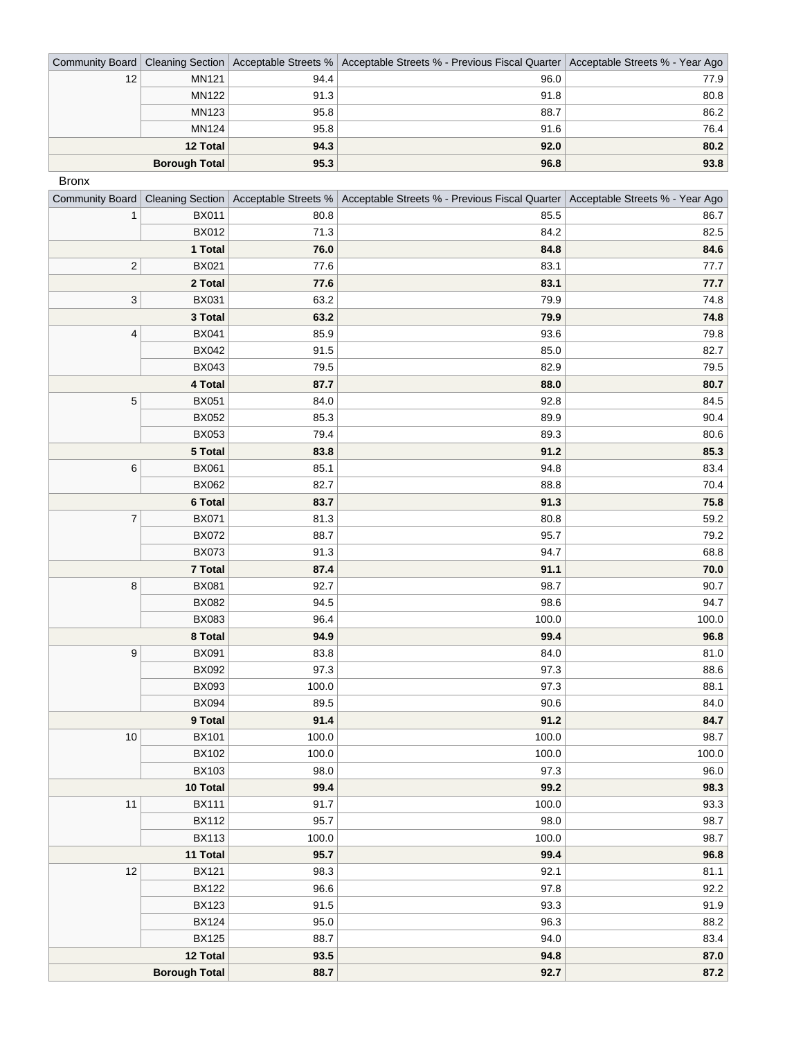| Community Board | Cleaning Section | Acceptable Streets % | Acceptable Streets % - Previous Fiscal Quarter | Acceptable Streets % - Year Ago |
|---|---|---|---|---|
| 12 | MN121 | 94.4 | 96.0 | 77.9 |
| | MN122 | 91.3 | 91.8 | 80.8 |
| | MN123 | 95.8 | 88.7 | 86.2 |
| | MN124 | 95.8 | 91.6 | 76.4 |
| **12 Total** | | **94.3** | **92.0** | **80.2** |
| **Borough Total** | | **95.3** | **96.8** | **93.8** |

Bronx

| Community Board | Cleaning Section | Acceptable Streets % | Acceptable Streets % - Previous Fiscal Quarter | Acceptable Streets % - Year Ago |
|---|---|---|---|---|
| 1 | BX011 | 80.8 | 85.5 | 86.7 |
| | BX012 | 71.3 | 84.2 | 82.5 |
| **1 Total** | | **76.0** | **84.8** | **84.6** |
| 2 | BX021 | 77.6 | 83.1 | 77.7 |
| **2 Total** | | **77.6** | **83.1** | **77.7** |
| 3 | BX031 | 63.2 | 79.9 | 74.8 |
| **3 Total** | | **63.2** | **79.9** | **74.8** |
| 4 | BX041 | 85.9 | 93.6 | 79.8 |
| | BX042 | 91.5 | 85.0 | 82.7 |
| | BX043 | 79.5 | 82.9 | 79.5 |
| **4 Total** | | **87.7** | **88.0** | **80.7** |
| 5 | BX051 | 84.0 | 92.8 | 84.5 |
| | BX052 | 85.3 | 89.9 | 90.4 |
| | BX053 | 79.4 | 89.3 | 80.6 |
| **5 Total** | | **83.8** | **91.2** | **85.3** |
| 6 | BX061 | 85.1 | 94.8 | 83.4 |
| | BX062 | 82.7 | 88.8 | 70.4 |
| **6 Total** | | **83.7** | **91.3** | **75.8** |
| 7 | BX071 | 81.3 | 80.8 | 59.2 |
| | BX072 | 88.7 | 95.7 | 79.2 |
| | BX073 | 91.3 | 94.7 | 68.8 |
| **7 Total** | | **87.4** | **91.1** | **70.0** |
| 8 | BX081 | 92.7 | 98.7 | 90.7 |
| | BX082 | 94.5 | 98.6 | 94.7 |
| | BX083 | 96.4 | 100.0 | 100.0 |
| **8 Total** | | **94.9** | **99.4** | **96.8** |
| 9 | BX091 | 83.8 | 84.0 | 81.0 |
| | BX092 | 97.3 | 97.3 | 88.6 |
| | BX093 | 100.0 | 97.3 | 88.1 |
| | BX094 | 89.5 | 90.6 | 84.0 |
| **9 Total** | | **91.4** | **91.2** | **84.7** |
| 10 | BX101 | 100.0 | 100.0 | 98.7 |
| | BX102 | 100.0 | 100.0 | 100.0 |
| | BX103 | 98.0 | 97.3 | 96.0 |
| **10 Total** | | **99.4** | **99.2** | **98.3** |
| 11 | BX111 | 91.7 | 100.0 | 93.3 |
| | BX112 | 95.7 | 98.0 | 98.7 |
| | BX113 | 100.0 | 100.0 | 98.7 |
| **11 Total** | | **95.7** | **99.4** | **96.8** |
| 12 | BX121 | 98.3 | 92.1 | 81.1 |
| | BX122 | 96.6 | 97.8 | 92.2 |
| | BX123 | 91.5 | 93.3 | 91.9 |
| | BX124 | 95.0 | 96.3 | 88.2 |
| | BX125 | 88.7 | 94.0 | 83.4 |
| **12 Total** | | **93.5** | **94.8** | **87.0** |
| **Borough Total** | | **88.7** | **92.7** | **87.2** |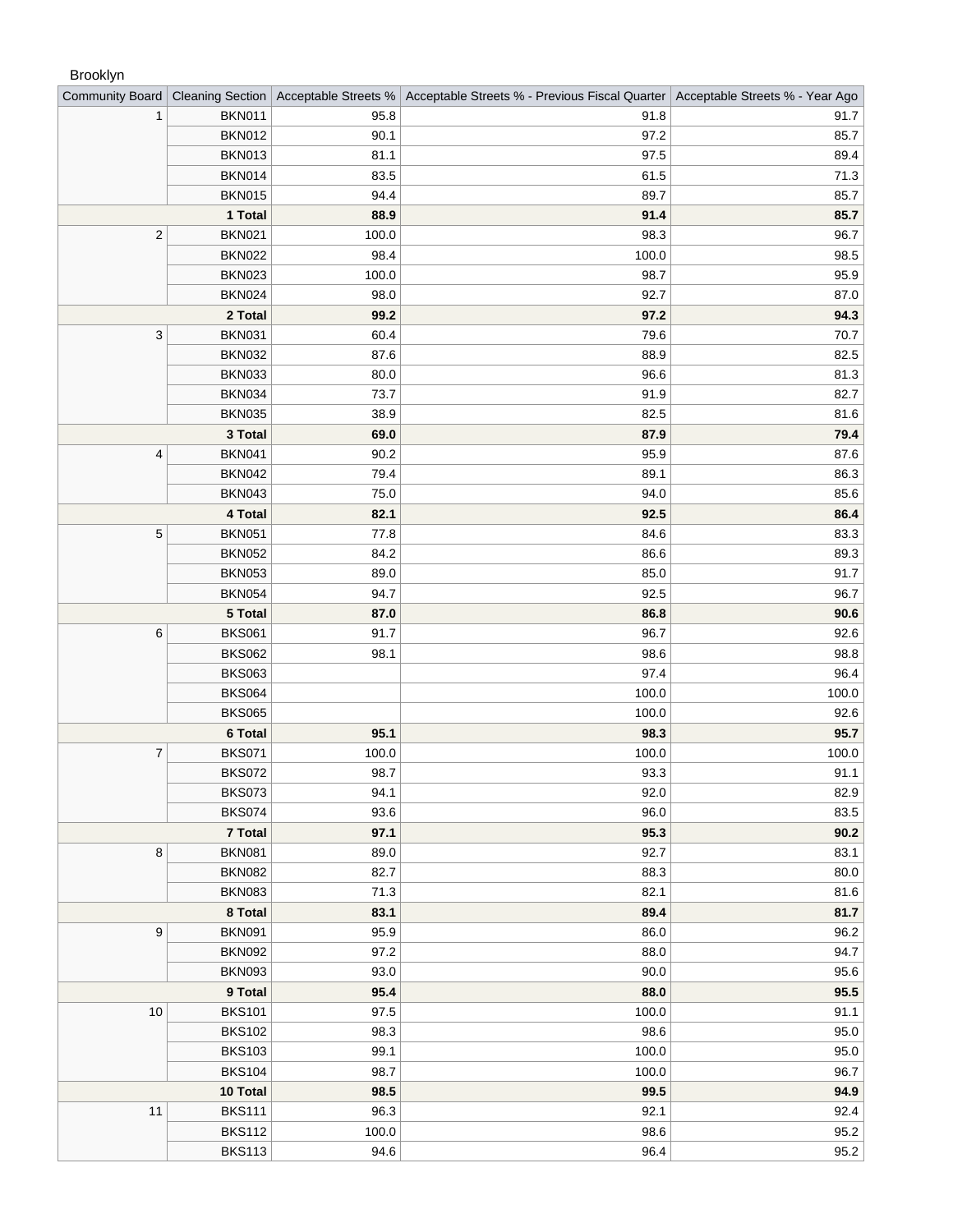Brooklyn

| Community Board | Cleaning Section | Acceptable Streets % | Acceptable Streets % - Previous Fiscal Quarter | Acceptable Streets % - Year Ago |
|---|---|---|---|---|
| 1 | BKN011 | 95.8 | 91.8 | 91.7 |
| | BKN012 | 90.1 | 97.2 | 85.7 |
| | BKN013 | 81.1 | 97.5 | 89.4 |
| | BKN014 | 83.5 | 61.5 | 71.3 |
| | BKN015 | 94.4 | 89.7 | 85.7 |
| | **1 Total** | **88.9** | **91.4** | **85.7** |
| 2 | BKN021 | 100.0 | 98.3 | 96.7 |
| | BKN022 | 98.4 | 100.0 | 98.5 |
| | BKN023 | 100.0 | 98.7 | 95.9 |
| | BKN024 | 98.0 | 92.7 | 87.0 |
| | **2 Total** | **99.2** | **97.2** | **94.3** |
| 3 | BKN031 | 60.4 | 79.6 | 70.7 |
| | BKN032 | 87.6 | 88.9 | 82.5 |
| | BKN033 | 80.0 | 96.6 | 81.3 |
| | BKN034 | 73.7 | 91.9 | 82.7 |
| | BKN035 | 38.9 | 82.5 | 81.6 |
| | **3 Total** | **69.0** | **87.9** | **79.4** |
| 4 | BKN041 | 90.2 | 95.9 | 87.6 |
| | BKN042 | 79.4 | 89.1 | 86.3 |
| | BKN043 | 75.0 | 94.0 | 85.6 |
| | **4 Total** | **82.1** | **92.5** | **86.4** |
| 5 | BKN051 | 77.8 | 84.6 | 83.3 |
| | BKN052 | 84.2 | 86.6 | 89.3 |
| | BKN053 | 89.0 | 85.0 | 91.7 |
| | BKN054 | 94.7 | 92.5 | 96.7 |
| | **5 Total** | **87.0** | **86.8** | **90.6** |
| 6 | BKS061 | 91.7 | 96.7 | 92.6 |
| | BKS062 | 98.1 | 98.6 | 98.8 |
| | BKS063 | | 97.4 | 96.4 |
| | BKS064 | | 100.0 | 100.0 |
| | BKS065 | | 100.0 | 92.6 |
| | **6 Total** | **95.1** | **98.3** | **95.7** |
| 7 | BKS071 | 100.0 | 100.0 | 100.0 |
| | BKS072 | 98.7 | 93.3 | 91.1 |
| | BKS073 | 94.1 | 92.0 | 82.9 |
| | BKS074 | 93.6 | 96.0 | 83.5 |
| | **7 Total** | **97.1** | **95.3** | **90.2** |
| 8 | BKN081 | 89.0 | 92.7 | 83.1 |
| | BKN082 | 82.7 | 88.3 | 80.0 |
| | BKN083 | 71.3 | 82.1 | 81.6 |
| | **8 Total** | **83.1** | **89.4** | **81.7** |
| 9 | BKN091 | 95.9 | 86.0 | 96.2 |
| | BKN092 | 97.2 | 88.0 | 94.7 |
| | BKN093 | 93.0 | 90.0 | 95.6 |
| | **9 Total** | **95.4** | **88.0** | **95.5** |
| 10 | BKS101 | 97.5 | 100.0 | 91.1 |
| | BKS102 | 98.3 | 98.6 | 95.0 |
| | BKS103 | 99.1 | 100.0 | 95.0 |
| | BKS104 | 98.7 | 100.0 | 96.7 |
| | **10 Total** | **98.5** | **99.5** | **94.9** |
| 11 | BKS111 | 96.3 | 92.1 | 92.4 |
| | BKS112 | 100.0 | 98.6 | 95.2 |
| | BKS113 | 94.6 | 96.4 | 95.2 |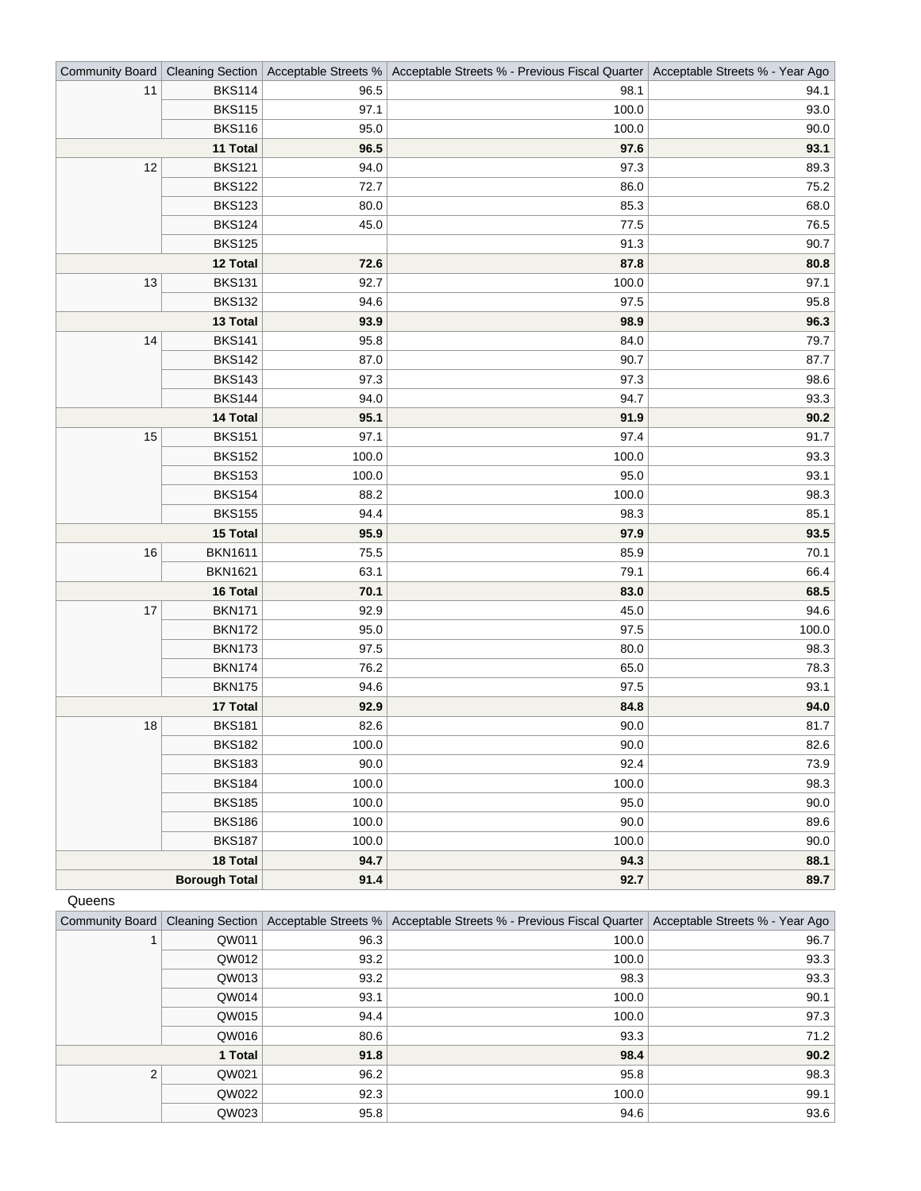| Community Board | Cleaning Section | Acceptable Streets % | Acceptable Streets % - Previous Fiscal Quarter | Acceptable Streets % - Year Ago |
|---|---|---|---|---|
| 11 | BKS114 | 96.5 | 98.1 | 94.1 |
| | BKS115 | 97.1 | 100.0 | 93.0 |
| | BKS116 | 95.0 | 100.0 | 90.0 |
| **11 Total** | | **96.5** | **97.6** | **93.1** |
| 12 | BKS121 | 94.0 | 97.3 | 89.3 |
| | BKS122 | 72.7 | 86.0 | 75.2 |
| | BKS123 | 80.0 | 85.3 | 68.0 |
| | BKS124 | 45.0 | 77.5 | 76.5 |
| | BKS125 | | 91.3 | 90.7 |
| **12 Total** | | **72.6** | **87.8** | **80.8** |
| 13 | BKS131 | 92.7 | 100.0 | 97.1 |
| | BKS132 | 94.6 | 97.5 | 95.8 |
| **13 Total** | | **93.9** | **98.9** | **96.3** |
| 14 | BKS141 | 95.8 | 84.0 | 79.7 |
| | BKS142 | 87.0 | 90.7 | 87.7 |
| | BKS143 | 97.3 | 97.3 | 98.6 |
| | BKS144 | 94.0 | 94.7 | 93.3 |
| **14 Total** | | **95.1** | **91.9** | **90.2** |
| 15 | BKS151 | 97.1 | 97.4 | 91.7 |
| | BKS152 | 100.0 | 100.0 | 93.3 |
| | BKS153 | 100.0 | 95.0 | 93.1 |
| | BKS154 | 88.2 | 100.0 | 98.3 |
| | BKS155 | 94.4 | 98.3 | 85.1 |
| **15 Total** | | **95.9** | **97.9** | **93.5** |
| 16 | BKN1611 | 75.5 | 85.9 | 70.1 |
| | BKN1621 | 63.1 | 79.1 | 66.4 |
| **16 Total** | | **70.1** | **83.0** | **68.5** |
| 17 | BKN171 | 92.9 | 45.0 | 94.6 |
| | BKN172 | 95.0 | 97.5 | 100.0 |
| | BKN173 | 97.5 | 80.0 | 98.3 |
| | BKN174 | 76.2 | 65.0 | 78.3 |
| | BKN175 | 94.6 | 97.5 | 93.1 |
| **17 Total** | | **92.9** | **84.8** | **94.0** |
| 18 | BKS181 | 82.6 | 90.0 | 81.7 |
| | BKS182 | 100.0 | 90.0 | 82.6 |
| | BKS183 | 90.0 | 92.4 | 73.9 |
| | BKS184 | 100.0 | 100.0 | 98.3 |
| | BKS185 | 100.0 | 95.0 | 90.0 |
| | BKS186 | 100.0 | 90.0 | 89.6 |
| | BKS187 | 100.0 | 100.0 | 90.0 |
| **18 Total** | | **94.7** | **94.3** | **88.1** |
| **Borough Total** | | **91.4** | **92.7** | **89.7** |

Queens

| Community Board | Cleaning Section | Acceptable Streets % | Acceptable Streets % - Previous Fiscal Quarter | Acceptable Streets % - Year Ago |
|---|---|---|---|---|
| 1 | QW011 | 96.3 | 100.0 | 96.7 |
| | QW012 | 93.2 | 100.0 | 93.3 |
| | QW013 | 93.2 | 98.3 | 93.3 |
| | QW014 | 93.1 | 100.0 | 90.1 |
| | QW015 | 94.4 | 100.0 | 97.3 |
| | QW016 | 80.6 | 93.3 | 71.2 |
| **1 Total** | | **91.8** | **98.4** | **90.2** |
| 2 | QW021 | 96.2 | 95.8 | 98.3 |
| | QW022 | 92.3 | 100.0 | 99.1 |
| | QW023 | 95.8 | 94.6 | 93.6 |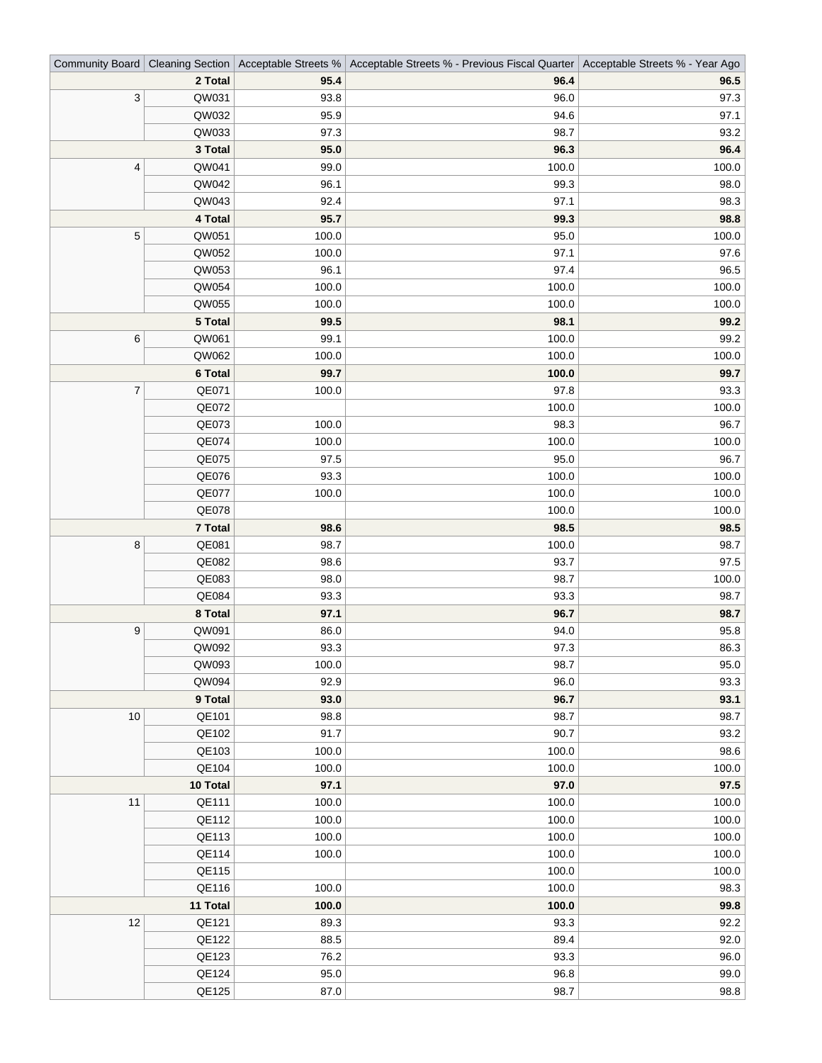| Community Board | Cleaning Section | Acceptable Streets % | Acceptable Streets % - Previous Fiscal Quarter | Acceptable Streets % - Year Ago |
|---|---|---|---|---|
| | **2 Total** | **95.4** | **96.4** | **96.5** |
| 3 | QW031 | 93.8 | 96.0 | 97.3 |
| | QW032 | 95.9 | 94.6 | 97.1 |
| | QW033 | 97.3 | 98.7 | 93.2 |
| | **3 Total** | **95.0** | **96.3** | **96.4** |
| 4 | QW041 | 99.0 | 100.0 | 100.0 |
| | QW042 | 96.1 | 99.3 | 98.0 |
| | QW043 | 92.4 | 97.1 | 98.3 |
| | **4 Total** | **95.7** | **99.3** | **98.8** |
| 5 | QW051 | 100.0 | 95.0 | 100.0 |
| | QW052 | 100.0 | 97.1 | 97.6 |
| | QW053 | 96.1 | 97.4 | 96.5 |
| | QW054 | 100.0 | 100.0 | 100.0 |
| | QW055 | 100.0 | 100.0 | 100.0 |
| | **5 Total** | **99.5** | **98.1** | **99.2** |
| 6 | QW061 | 99.1 | 100.0 | 99.2 |
| | QW062 | 100.0 | 100.0 | 100.0 |
| | **6 Total** | **99.7** | **100.0** | **99.7** |
| 7 | QE071 | 100.0 | 97.8 | 93.3 |
| | QE072 | | 100.0 | 100.0 |
| | QE073 | 100.0 | 98.3 | 96.7 |
| | QE074 | 100.0 | 100.0 | 100.0 |
| | QE075 | 97.5 | 95.0 | 96.7 |
| | QE076 | 93.3 | 100.0 | 100.0 |
| | QE077 | 100.0 | 100.0 | 100.0 |
| | QE078 | | 100.0 | 100.0 |
| | **7 Total** | **98.6** | **98.5** | **98.5** |
| 8 | QE081 | 98.7 | 100.0 | 98.7 |
| | QE082 | 98.6 | 93.7 | 97.5 |
| | QE083 | 98.0 | 98.7 | 100.0 |
| | QE084 | 93.3 | 93.3 | 98.7 |
| | **8 Total** | **97.1** | **96.7** | **98.7** |
| 9 | QW091 | 86.0 | 94.0 | 95.8 |
| | QW092 | 93.3 | 97.3 | 86.3 |
| | QW093 | 100.0 | 98.7 | 95.0 |
| | QW094 | 92.9 | 96.0 | 93.3 |
| | **9 Total** | **93.0** | **96.7** | **93.1** |
| 10 | QE101 | 98.8 | 98.7 | 98.7 |
| | QE102 | 91.7 | 90.7 | 93.2 |
| | QE103 | 100.0 | 100.0 | 98.6 |
| | QE104 | 100.0 | 100.0 | 100.0 |
| | **10 Total** | **97.1** | **97.0** | **97.5** |
| 11 | QE111 | 100.0 | 100.0 | 100.0 |
| | QE112 | 100.0 | 100.0 | 100.0 |
| | QE113 | 100.0 | 100.0 | 100.0 |
| | QE114 | 100.0 | 100.0 | 100.0 |
| | QE115 | | 100.0 | 100.0 |
| | QE116 | 100.0 | 100.0 | 98.3 |
| | **11 Total** | **100.0** | **100.0** | **99.8** |
| 12 | QE121 | 89.3 | 93.3 | 92.2 |
| | QE122 | 88.5 | 89.4 | 92.0 |
| | QE123 | 76.2 | 93.3 | 96.0 |
| | QE124 | 95.0 | 96.8 | 99.0 |
| | QE125 | 87.0 | 98.7 | 98.8 |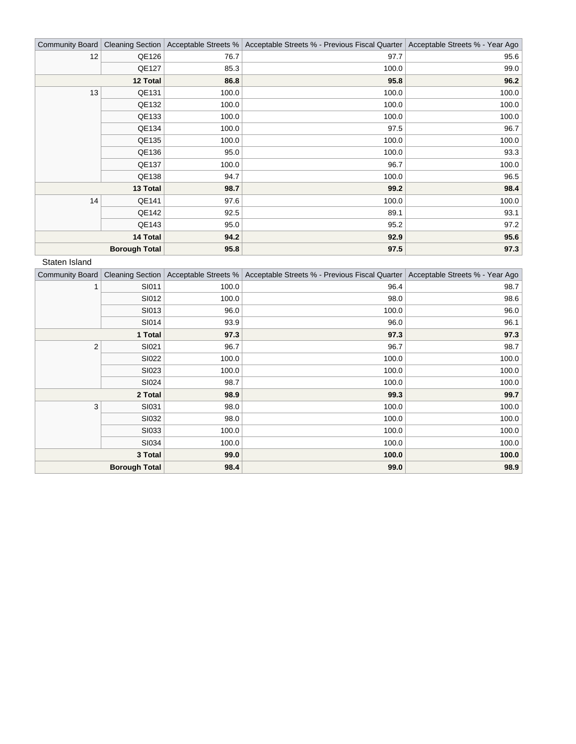| Community Board | Cleaning Section | Acceptable Streets % | Acceptable Streets % - Previous Fiscal Quarter | Acceptable Streets % - Year Ago |
|---|---|---|---|---|
| 12 | QE126 | 76.7 | 97.7 | 95.6 |
| | QE127 | 85.3 | 100.0 | 99.0 |
| **12 Total** | | **86.8** | **95.8** | **96.2** |
| 13 | QE131 | 100.0 | 100.0 | 100.0 |
| | QE132 | 100.0 | 100.0 | 100.0 |
| | QE133 | 100.0 | 100.0 | 100.0 |
| | QE134 | 100.0 | 97.5 | 96.7 |
| | QE135 | 100.0 | 100.0 | 100.0 |
| | QE136 | 95.0 | 100.0 | 93.3 |
| | QE137 | 100.0 | 96.7 | 100.0 |
| | QE138 | 94.7 | 100.0 | 96.5 |
| **13 Total** | | **98.7** | **99.2** | **98.4** |
| 14 | QE141 | 97.6 | 100.0 | 100.0 |
| | QE142 | 92.5 | 89.1 | 93.1 |
| | QE143 | 95.0 | 95.2 | 97.2 |
| **14 Total** | | **94.2** | **92.9** | **95.6** |
| **Borough Total** | | **95.8** | **97.5** | **97.3** |

Staten Island

| Community Board | Cleaning Section | Acceptable Streets % | Acceptable Streets % - Previous Fiscal Quarter | Acceptable Streets % - Year Ago |
|---|---|---|---|---|
| 1 | SI011 | 100.0 | 96.4 | 98.7 |
| | SI012 | 100.0 | 98.0 | 98.6 |
| | SI013 | 96.0 | 100.0 | 96.0 |
| | SI014 | 93.9 | 96.0 | 96.1 |
| **1 Total** | | **97.3** | **97.3** | **97.3** |
| 2 | SI021 | 96.7 | 96.7 | 98.7 |
| | SI022 | 100.0 | 100.0 | 100.0 |
| | SI023 | 100.0 | 100.0 | 100.0 |
| | SI024 | 98.7 | 100.0 | 100.0 |
| **2 Total** | | **98.9** | **99.3** | **99.7** |
| 3 | SI031 | 98.0 | 100.0 | 100.0 |
| | SI032 | 98.0 | 100.0 | 100.0 |
| | SI033 | 100.0 | 100.0 | 100.0 |
| | SI034 | 100.0 | 100.0 | 100.0 |
| **3 Total** | | **99.0** | **100.0** | **100.0** |
| **Borough Total** | | **98.4** | **99.0** | **98.9** |